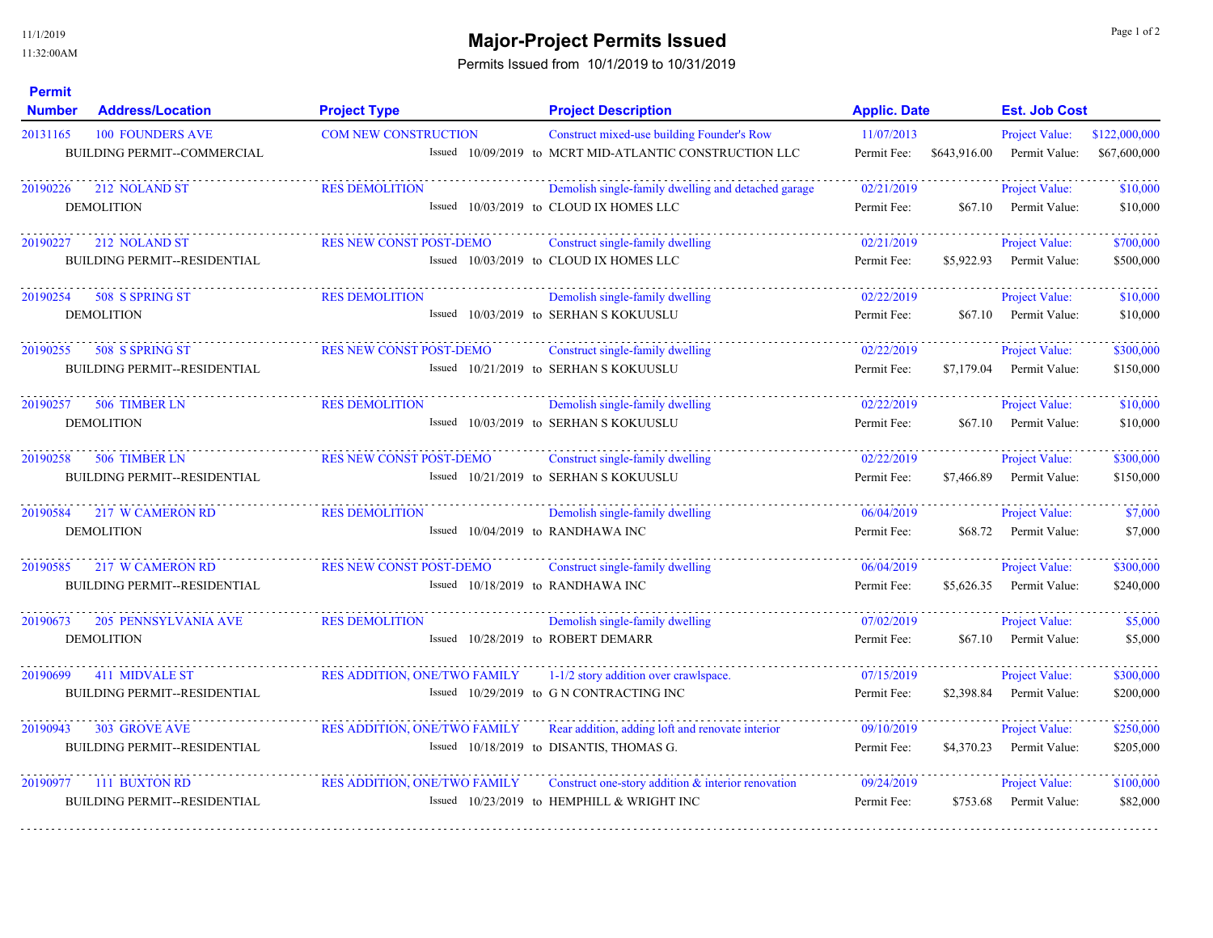# Major-Project Permits Issued

Permits Issued from 10/1/2019 to 10/31/2019

| Permit Number | Address/Location | Project Type | Project Description | Applic. Date | | Est. Job Cost | |
|---|---|---|---|---|---|---|---|
| 20131165 | 100 FOUNDERS AVE | COM NEW CONSTRUCTION | Construct mixed-use building Founder's Row | 11/07/2013 | | Project Value: | $122,000,000 |
| | BUILDING PERMIT--COMMERCIAL | Issued 10/09/2019 to | MCRT MID-ATLANTIC CONSTRUCTION LLC | Permit Fee: | $643,916.00 | Permit Value: | $67,600,000 |
| 20190226 | 212 NOLAND ST | RES DEMOLITION | Demolish single-family dwelling and detached garage | 02/21/2019 | | Project Value: | $10,000 |
| | DEMOLITION | Issued 10/03/2019 to | CLOUD IX HOMES LLC | Permit Fee: | $67.10 | Permit Value: | $10,000 |
| 20190227 | 212 NOLAND ST | RES NEW CONST POST-DEMO | Construct single-family dwelling | 02/21/2019 | | Project Value: | $700,000 |
| | BUILDING PERMIT--RESIDENTIAL | Issued 10/03/2019 to | CLOUD IX HOMES LLC | Permit Fee: | $5,922.93 | Permit Value: | $500,000 |
| 20190254 | 508 S SPRING ST | RES DEMOLITION | Demolish single-family dwelling | 02/22/2019 | | Project Value: | $10,000 |
| | DEMOLITION | Issued 10/03/2019 to | SERHAN S KOKUUSLU | Permit Fee: | $67.10 | Permit Value: | $10,000 |
| 20190255 | 508 S SPRING ST | RES NEW CONST POST-DEMO | Construct single-family dwelling | 02/22/2019 | | Project Value: | $300,000 |
| | BUILDING PERMIT--RESIDENTIAL | Issued 10/21/2019 to | SERHAN S KOKUUSLU | Permit Fee: | $7,179.04 | Permit Value: | $150,000 |
| 20190257 | 506 TIMBER LN | RES DEMOLITION | Demolish single-family dwelling | 02/22/2019 | | Project Value: | $10,000 |
| | DEMOLITION | Issued 10/03/2019 to | SERHAN S KOKUUSLU | Permit Fee: | $67.10 | Permit Value: | $10,000 |
| 20190258 | 506 TIMBER LN | RES NEW CONST POST-DEMO | Construct single-family dwelling | 02/22/2019 | | Project Value: | $300,000 |
| | BUILDING PERMIT--RESIDENTIAL | Issued 10/21/2019 to | SERHAN S KOKUUSLU | Permit Fee: | $7,466.89 | Permit Value: | $150,000 |
| 20190584 | 217 W CAMERON RD | RES DEMOLITION | Demolish single-family dwelling | 06/04/2019 | | Project Value: | $7,000 |
| | DEMOLITION | Issued 10/04/2019 to | RANDHAWA INC | Permit Fee: | $68.72 | Permit Value: | $7,000 |
| 20190585 | 217 W CAMERON RD | RES NEW CONST POST-DEMO | Construct single-family dwelling | 06/04/2019 | | Project Value: | $300,000 |
| | BUILDING PERMIT--RESIDENTIAL | Issued 10/18/2019 to | RANDHAWA INC | Permit Fee: | $5,626.35 | Permit Value: | $240,000 |
| 20190673 | 205 PENNSYLVANIA AVE | RES DEMOLITION | Demolish single-family dwelling | 07/02/2019 | | Project Value: | $5,000 |
| | DEMOLITION | Issued 10/28/2019 to | ROBERT DEMARR | Permit Fee: | $67.10 | Permit Value: | $5,000 |
| 20190699 | 411 MIDVALE ST | RES ADDITION, ONE/TWO FAMILY | 1-1/2 story addition over crawlspace. | 07/15/2019 | | Project Value: | $300,000 |
| | BUILDING PERMIT--RESIDENTIAL | Issued 10/29/2019 to | G N CONTRACTING INC | Permit Fee: | $2,398.84 | Permit Value: | $200,000 |
| 20190943 | 303 GROVE AVE | RES ADDITION, ONE/TWO FAMILY | Rear addition, adding loft and renovate interior | 09/10/2019 | | Project Value: | $250,000 |
| | BUILDING PERMIT--RESIDENTIAL | Issued 10/18/2019 to | DISANTIS, THOMAS G. | Permit Fee: | $4,370.23 | Permit Value: | $205,000 |
| 20190977 | 111 BUXTON RD | RES ADDITION, ONE/TWO FAMILY | Construct one-story addition & interior renovation | 09/24/2019 | | Project Value: | $100,000 |
| | BUILDING PERMIT--RESIDENTIAL | Issued 10/23/2019 to | HEMPHILL & WRIGHT INC | Permit Fee: | $753.68 | Permit Value: | $82,000 |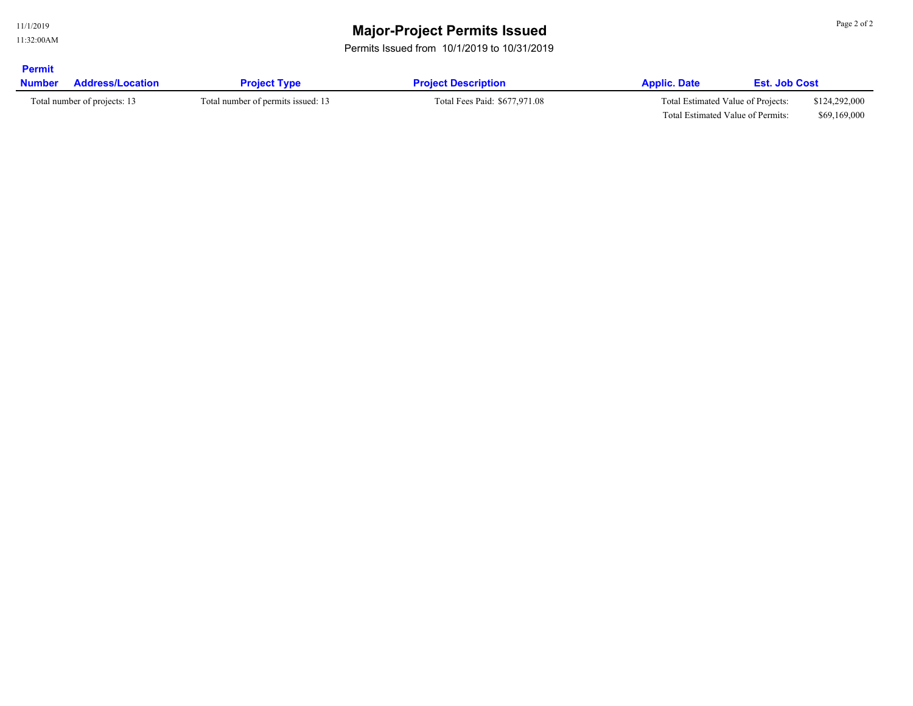# Major-Project Permits Issued

Permits Issued from 10/1/2019 to 10/31/2019

| Permit Number | Address/Location | Project Type | Project Description | Applic. Date | Est. Job Cost |
|---|---|---|---|---|---|

Total number of projects: 13

Total number of permits issued: 13

Total Fees Paid: $677,971.08

Total Estimated Value of Projects: $124,292,000

Total Estimated Value of Permits: $69,169,000